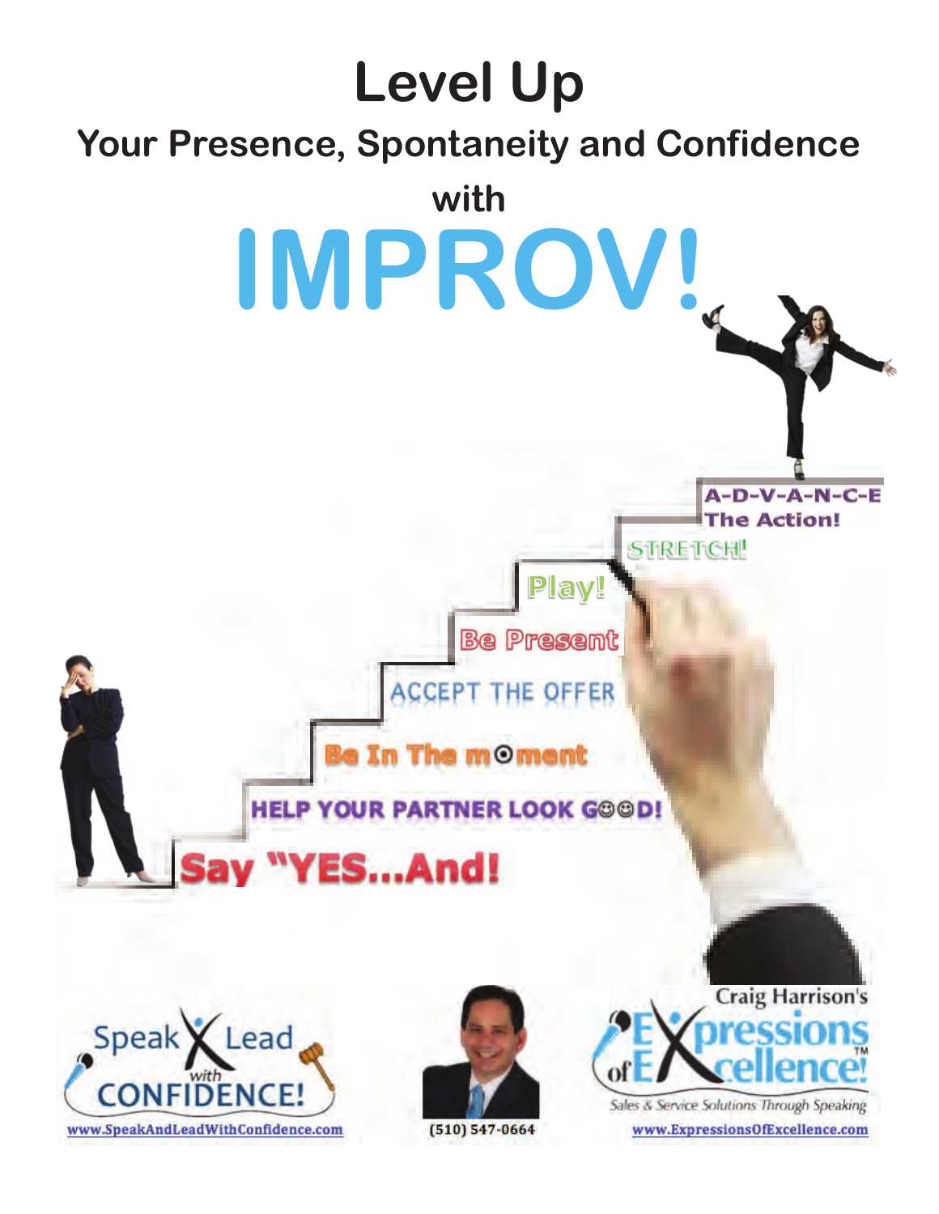# Level Up

## Your Presence, Spontaneity and Confidence

## with

# IMPROV!

A-D-V-A-N-C-E The Action!

STRETCH!

Play!

Be Present

ACCEPT THE OFFER

Be In The moment

HELP YOUR PARTNER LOOK GOOD!

Say "YES...And!

Speak Lead with CONFIDENCE!

www.SpeakAndLeadWithConfidence.com

(510) 547-0664

Craig Harrison's Expressions of Excellence!™

Sales & Service Solutions Through Speaking

www.ExpressionsOfExcellence.com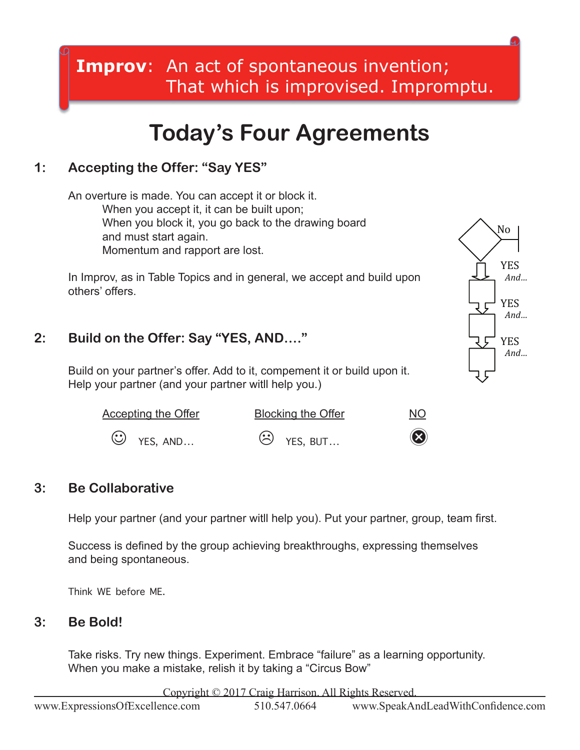**Improv**: An act of spontaneous invention;
That which is improvised. Impromptu.

# Today's Four Agreements

## 1: Accepting the Offer: "Say YES"

An overture is made. You can accept it or block it.
When you accept it, it can be built upon;
When you block it, you go back to the drawing board and must start again.
Momentum and rapport are lost.

In Improv, as in Table Topics and in general, we accept and build upon others' offers.

No

YES *And...*

YES *And...*

YES *And...*

## 2: Build on the Offer: Say "YES, AND…."

Build on your partner's offer. Add to it, compement it or build upon it.
Help your partner (and your partner witll help you.)

| Accepting the Offer | Blocking the Offer | NO |
|---|---|---|
| ☺ YES, AND… | ☹ YES, BUT… | ⊗ |

## 3: Be Collaborative

Help your partner (and your partner witll help you). Put your partner, group, team first.

Success is defined by the group achieving breakthroughs, expressing themselves and being spontaneous.

Think WE before ME.

## 3: Be Bold!

Take risks. Try new things. Experiment. Embrace "failure" as a learning opportunity.
When you make a mistake, relish it by taking a "Circus Bow"

Copyright © 2017 Craig Harrison. All Rights Reserved.
www.ExpressionsOfExcellence.com 510.547.0664 www.SpeakAndLeadWithConfidence.com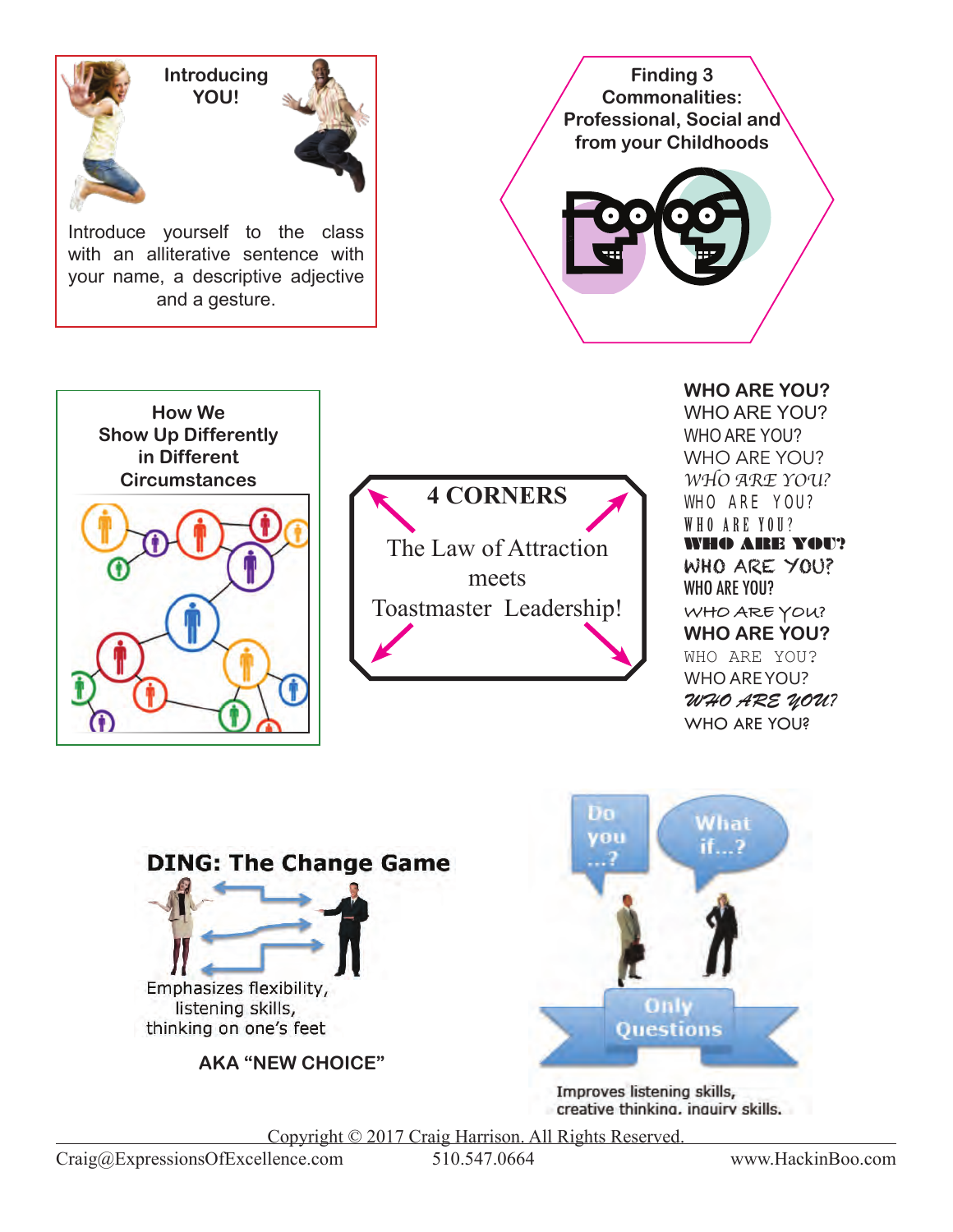**Introducing YOU!**

Introduce yourself to the class with an alliterative sentence with your name, a descriptive adjective and a gesture.

**Finding 3 Commonalities: Professional, Social and from your Childhoods**

**How We Show Up Differently in Different Circumstances**

**4 CORNERS**

The Law of Attraction meets Toastmaster Leadership!

**WHO ARE YOU?**
WHO ARE YOU?
WHO ARE YOU?
WHO ARE YOU?
*WHO ARE YOU?*
WHO ARE YOU?
WHO ARE YOU?
**WHO ARE YOU?**
WHO ARE YOU?
WHO ARE YOU?
WHO ARE YOU?
**WHO ARE YOU?**
WHO ARE YOU?
WHO ARE YOU?
***WHO ARE YOU?***
WHO ARE YOU?

**DING: The Change Game**

Emphasizes flexibility, listening skills, thinking on one's feet

**AKA "NEW CHOICE"**

Do you ...?

What if...?

Only Questions

Improves listening skills, creative thinking, inquiry skills.

Copyright © 2017 Craig Harrison. All Rights Reserved.

Craig@ExpressionsOfExcellence.com 510.547.0664 www.HackinBoo.com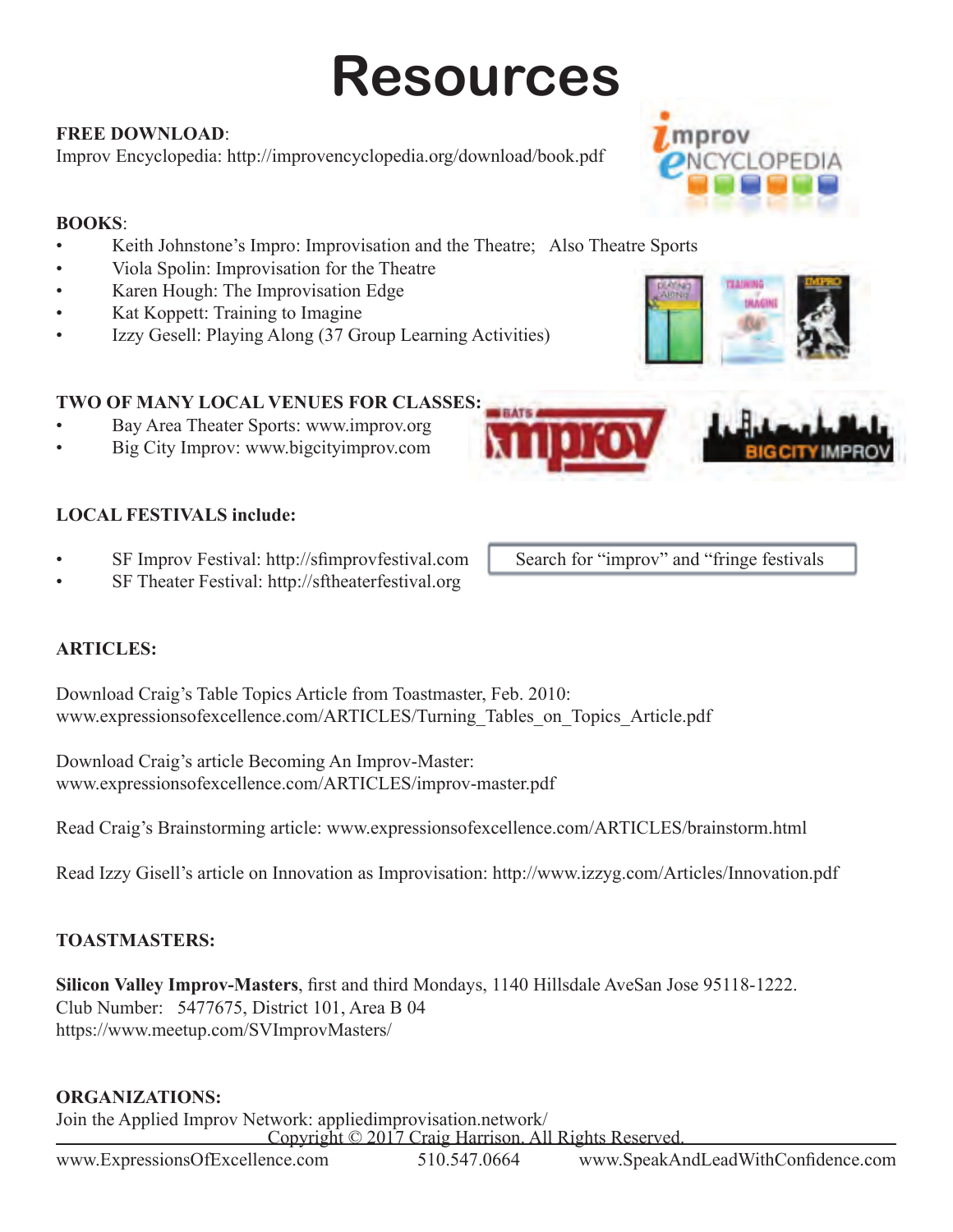# Resources

**FREE DOWNLOAD**:
Improv Encyclopedia: http://improvencyclopedia.org/download/book.pdf

**BOOKS**:

- Keith Johnstone's Impro: Improvisation and the Theatre;   Also Theatre Sports
- Viola Spolin: Improvisation for the Theatre
- Karen Hough: The Improvisation Edge
- Kat Koppett: Training to Imagine
- Izzy Gesell: Playing Along (37 Group Learning Activities)

**TWO OF MANY LOCAL VENUES FOR CLASSES:**

- Bay Area Theater Sports: www.improv.org
- Big City Improv: www.bigcityimprov.com

**LOCAL FESTIVALS include:**

- SF Improv Festival: http://sfimprovfestival.com
- SF Theater Festival: http://sftheaterfestival.org

Search for "improv" and "fringe festivals

**ARTICLES:**

Download Craig's Table Topics Article from Toastmaster, Feb. 2010:
www.expressionsofexcellence.com/ARTICLES/Turning_Tables_on_Topics_Article.pdf

Download Craig's article Becoming An Improv-Master:
www.expressionsofexcellence.com/ARTICLES/improv-master.pdf

Read Craig's Brainstorming article: www.expressionsofexcellence.com/ARTICLES/brainstorm.html

Read Izzy Gisell's article on Innovation as Improvisation: http://www.izzyg.com/Articles/Innovation.pdf

**TOASTMASTERS:**

**Silicon Valley Improv-Masters**, first and third Mondays, 1140 Hillsdale AveSan Jose 95118-1222.
Club Number:   5477675, District 101, Area B 04
https://www.meetup.com/SVImprovMasters/

**ORGANIZATIONS:**
Join the Applied Improv Network: appliedimprovisation.network/

Copyright © 2017 Craig Harrison. All Rights Reserved.
www.ExpressionsOfExcellence.com    510.547.0664    www.SpeakAndLeadWithConfidence.com